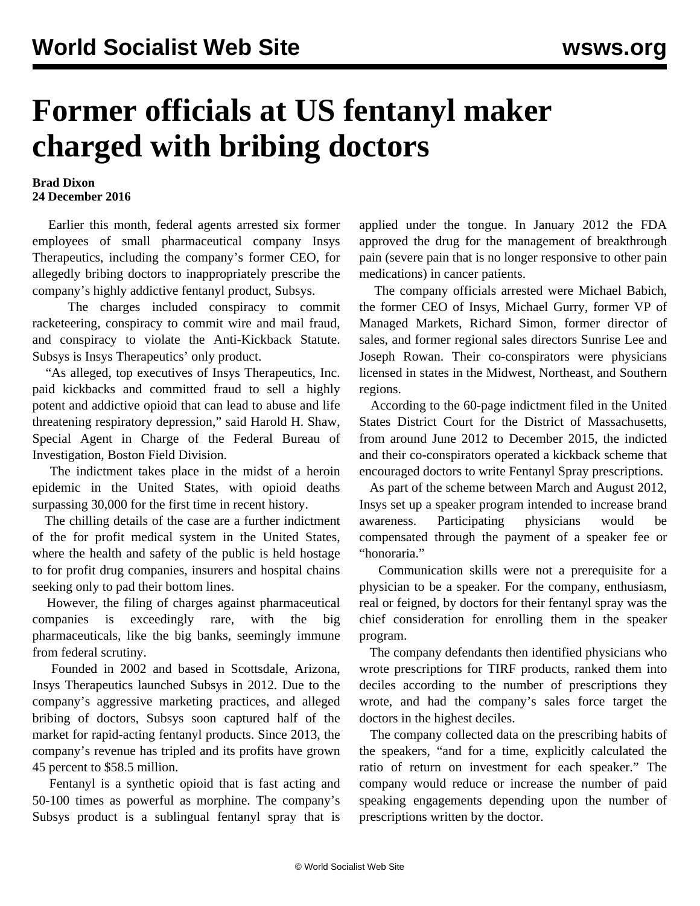# Former officials at US fentanyl maker charged with bribing doctors

**Brad Dixon**
**24 December 2016**

Earlier this month, federal agents arrested six former employees of small pharmaceutical company Insys Therapeutics, including the company's former CEO, for allegedly bribing doctors to inappropriately prescribe the company's highly addictive fentanyl product, Subsys.

The charges included conspiracy to commit racketeering, conspiracy to commit wire and mail fraud, and conspiracy to violate the Anti-Kickback Statute. Subsys is Insys Therapeutics' only product.

"As alleged, top executives of Insys Therapeutics, Inc. paid kickbacks and committed fraud to sell a highly potent and addictive opioid that can lead to abuse and life threatening respiratory depression," said Harold H. Shaw, Special Agent in Charge of the Federal Bureau of Investigation, Boston Field Division.

The indictment takes place in the midst of a heroin epidemic in the United States, with opioid deaths surpassing 30,000 for the first time in recent history.

The chilling details of the case are a further indictment of the for profit medical system in the United States, where the health and safety of the public is held hostage to for profit drug companies, insurers and hospital chains seeking only to pad their bottom lines.

However, the filing of charges against pharmaceutical companies is exceedingly rare, with the big pharmaceuticals, like the big banks, seemingly immune from federal scrutiny.

Founded in 2002 and based in Scottsdale, Arizona, Insys Therapeutics launched Subsys in 2012. Due to the company's aggressive marketing practices, and alleged bribing of doctors, Subsys soon captured half of the market for rapid-acting fentanyl products. Since 2013, the company's revenue has tripled and its profits have grown 45 percent to $58.5 million.

Fentanyl is a synthetic opioid that is fast acting and 50-100 times as powerful as morphine. The company's Subsys product is a sublingual fentanyl spray that is applied under the tongue. In January 2012 the FDA approved the drug for the management of breakthrough pain (severe pain that is no longer responsive to other pain medications) in cancer patients.

The company officials arrested were Michael Babich, the former CEO of Insys, Michael Gurry, former VP of Managed Markets, Richard Simon, former director of sales, and former regional sales directors Sunrise Lee and Joseph Rowan. Their co-conspirators were physicians licensed in states in the Midwest, Northeast, and Southern regions.

According to the 60-page indictment filed in the United States District Court for the District of Massachusetts, from around June 2012 to December 2015, the indicted and their co-conspirators operated a kickback scheme that encouraged doctors to write Fentanyl Spray prescriptions.

As part of the scheme between March and August 2012, Insys set up a speaker program intended to increase brand awareness. Participating physicians would be compensated through the payment of a speaker fee or "honoraria."

Communication skills were not a prerequisite for a physician to be a speaker. For the company, enthusiasm, real or feigned, by doctors for their fentanyl spray was the chief consideration for enrolling them in the speaker program.

The company defendants then identified physicians who wrote prescriptions for TIRF products, ranked them into deciles according to the number of prescriptions they wrote, and had the company's sales force target the doctors in the highest deciles.

The company collected data on the prescribing habits of the speakers, "and for a time, explicitly calculated the ratio of return on investment for each speaker." The company would reduce or increase the number of paid speaking engagements depending upon the number of prescriptions written by the doctor.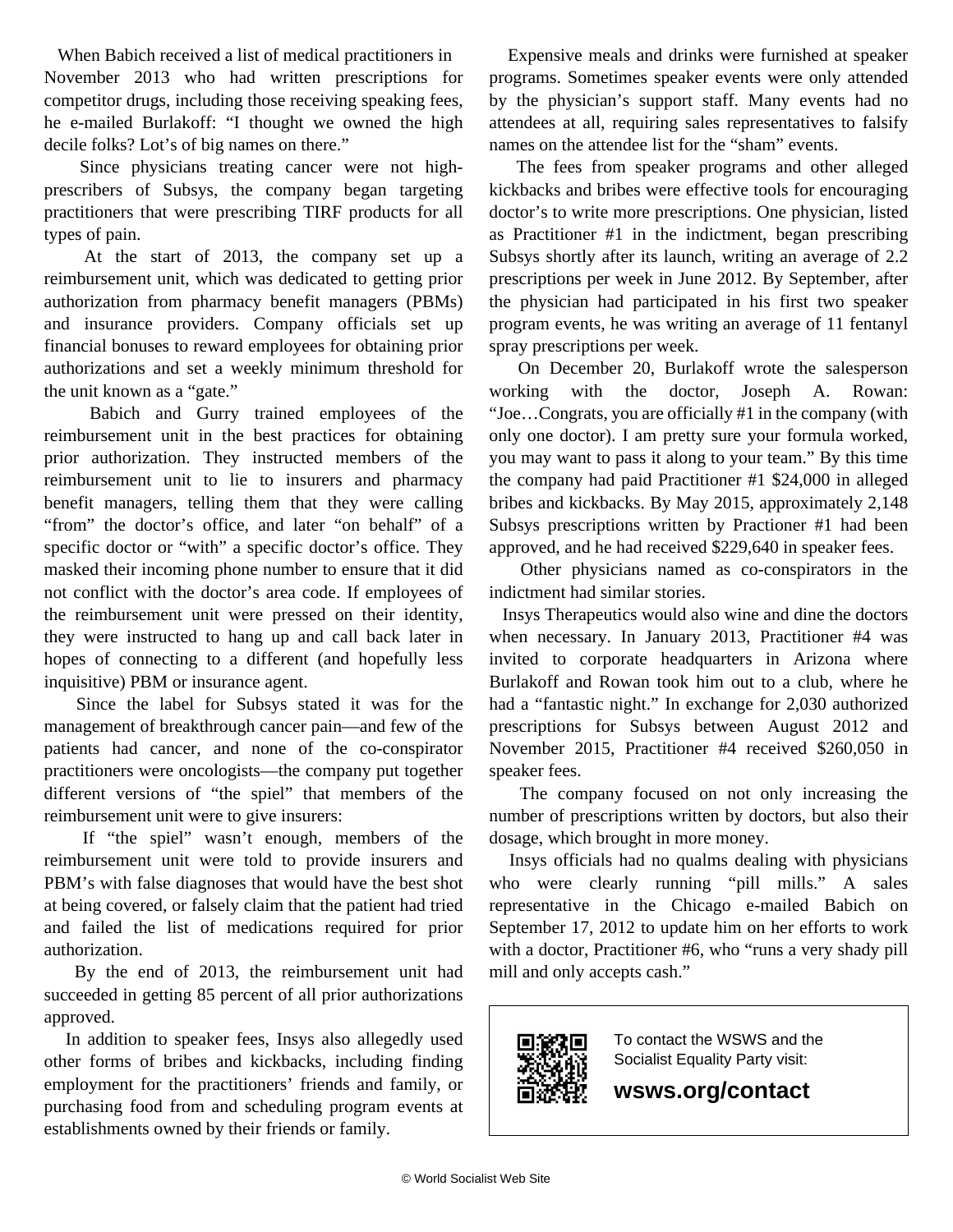When Babich received a list of medical practitioners in November 2013 who had written prescriptions for competitor drugs, including those receiving speaking fees, he e-mailed Burlakoff: "I thought we owned the high decile folks? Lot's of big names on there."

Since physicians treating cancer were not high-prescribers of Subsys, the company began targeting practitioners that were prescribing TIRF products for all types of pain.

At the start of 2013, the company set up a reimbursement unit, which was dedicated to getting prior authorization from pharmacy benefit managers (PBMs) and insurance providers. Company officials set up financial bonuses to reward employees for obtaining prior authorizations and set a weekly minimum threshold for the unit known as a "gate."

Babich and Gurry trained employees of the reimbursement unit in the best practices for obtaining prior authorization. They instructed members of the reimbursement unit to lie to insurers and pharmacy benefit managers, telling them that they were calling "from" the doctor's office, and later "on behalf" of a specific doctor or "with" a specific doctor's office. They masked their incoming phone number to ensure that it did not conflict with the doctor's area code. If employees of the reimbursement unit were pressed on their identity, they were instructed to hang up and call back later in hopes of connecting to a different (and hopefully less inquisitive) PBM or insurance agent.

Since the label for Subsys stated it was for the management of breakthrough cancer pain—and few of the patients had cancer, and none of the co-conspirator practitioners were oncologists—the company put together different versions of "the spiel" that members of the reimbursement unit were to give insurers:

If "the spiel" wasn't enough, members of the reimbursement unit were told to provide insurers and PBM's with false diagnoses that would have the best shot at being covered, or falsely claim that the patient had tried and failed the list of medications required for prior authorization.

By the end of 2013, the reimbursement unit had succeeded in getting 85 percent of all prior authorizations approved.

In addition to speaker fees, Insys also allegedly used other forms of bribes and kickbacks, including finding employment for the practitioners' friends and family, or purchasing food from and scheduling program events at establishments owned by their friends or family.

Expensive meals and drinks were furnished at speaker programs. Sometimes speaker events were only attended by the physician's support staff. Many events had no attendees at all, requiring sales representatives to falsify names on the attendee list for the "sham" events.

The fees from speaker programs and other alleged kickbacks and bribes were effective tools for encouraging doctor's to write more prescriptions. One physician, listed as Practitioner #1 in the indictment, began prescribing Subsys shortly after its launch, writing an average of 2.2 prescriptions per week in June 2012. By September, after the physician had participated in his first two speaker program events, he was writing an average of 11 fentanyl spray prescriptions per week.

On December 20, Burlakoff wrote the salesperson working with the doctor, Joseph A. Rowan: "Joe…Congrats, you are officially #1 in the company (with only one doctor). I am pretty sure your formula worked, you may want to pass it along to your team." By this time the company had paid Practitioner #1 $24,000 in alleged bribes and kickbacks. By May 2015, approximately 2,148 Subsys prescriptions written by Practioner #1 had been approved, and he had received $229,640 in speaker fees.

Other physicians named as co-conspirators in the indictment had similar stories.

Insys Therapeutics would also wine and dine the doctors when necessary. In January 2013, Practitioner #4 was invited to corporate headquarters in Arizona where Burlakoff and Rowan took him out to a club, where he had a "fantastic night." In exchange for 2,030 authorized prescriptions for Subsys between August 2012 and November 2015, Practitioner #4 received $260,050 in speaker fees.

The company focused on not only increasing the number of prescriptions written by doctors, but also their dosage, which brought in more money.

Insys officials had no qualms dealing with physicians who were clearly running "pill mills." A sales representative in the Chicago e-mailed Babich on September 17, 2012 to update him on her efforts to work with a doctor, Practitioner #6, who "runs a very shady pill mill and only accepts cash."

To contact the WSWS and the Socialist Equality Party visit:

**wsws.org/contact**